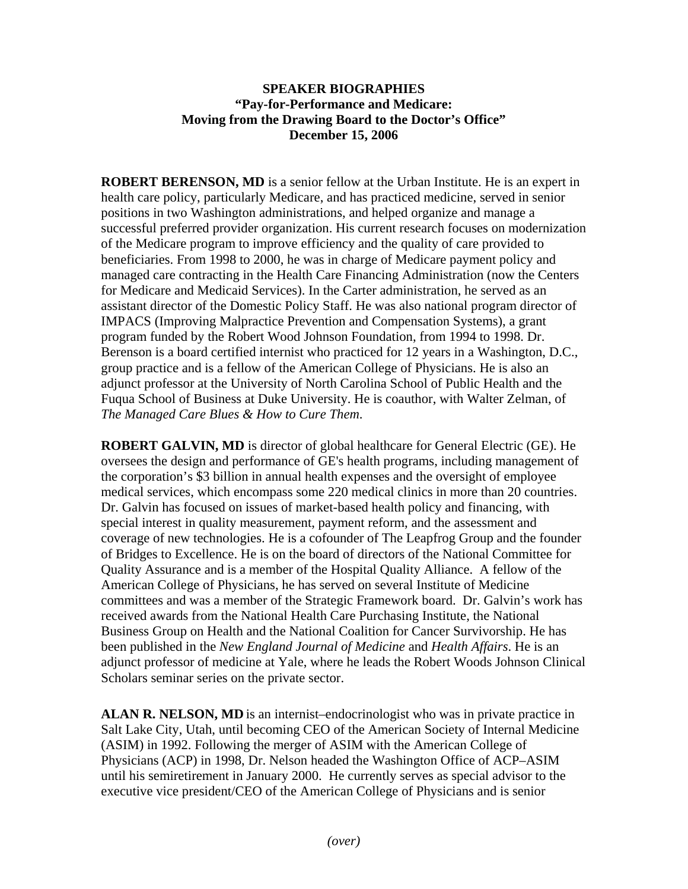**SPEAKER BIOGRAPHIES**
**"Pay-for-Performance and Medicare:**
**Moving from the Drawing Board to the Doctor's Office"**
**December 15, 2006**

**ROBERT BERENSON, MD** is a senior fellow at the Urban Institute. He is an expert in health care policy, particularly Medicare, and has practiced medicine, served in senior positions in two Washington administrations, and helped organize and manage a successful preferred provider organization. His current research focuses on modernization of the Medicare program to improve efficiency and the quality of care provided to beneficiaries. From 1998 to 2000, he was in charge of Medicare payment policy and managed care contracting in the Health Care Financing Administration (now the Centers for Medicare and Medicaid Services). In the Carter administration, he served as an assistant director of the Domestic Policy Staff. He was also national program director of IMPACS (Improving Malpractice Prevention and Compensation Systems), a grant program funded by the Robert Wood Johnson Foundation, from 1994 to 1998. Dr. Berenson is a board certified internist who practiced for 12 years in a Washington, D.C., group practice and is a fellow of the American College of Physicians. He is also an adjunct professor at the University of North Carolina School of Public Health and the Fuqua School of Business at Duke University. He is coauthor, with Walter Zelman, of *The Managed Care Blues & How to Cure Them*.

**ROBERT GALVIN, MD** is director of global healthcare for General Electric (GE). He oversees the design and performance of GE's health programs, including management of the corporation's $3 billion in annual health expenses and the oversight of employee medical services, which encompass some 220 medical clinics in more than 20 countries. Dr. Galvin has focused on issues of market-based health policy and financing, with special interest in quality measurement, payment reform, and the assessment and coverage of new technologies. He is a cofounder of The Leapfrog Group and the founder of Bridges to Excellence. He is on the board of directors of the National Committee for Quality Assurance and is a member of the Hospital Quality Alliance. A fellow of the American College of Physicians, he has served on several Institute of Medicine committees and was a member of the Strategic Framework board. Dr. Galvin's work has received awards from the National Health Care Purchasing Institute, the National Business Group on Health and the National Coalition for Cancer Survivorship. He has been published in the *New England Journal of Medicine* and *Health Affairs*. He is an adjunct professor of medicine at Yale, where he leads the Robert Woods Johnson Clinical Scholars seminar series on the private sector.

**ALAN R. NELSON, MD** is an internist–endocrinologist who was in private practice in Salt Lake City, Utah, until becoming CEO of the American Society of Internal Medicine (ASIM) in 1992. Following the merger of ASIM with the American College of Physicians (ACP) in 1998, Dr. Nelson headed the Washington Office of ACP–ASIM until his semiretirement in January 2000. He currently serves as special advisor to the executive vice president/CEO of the American College of Physicians and is senior

*(over)*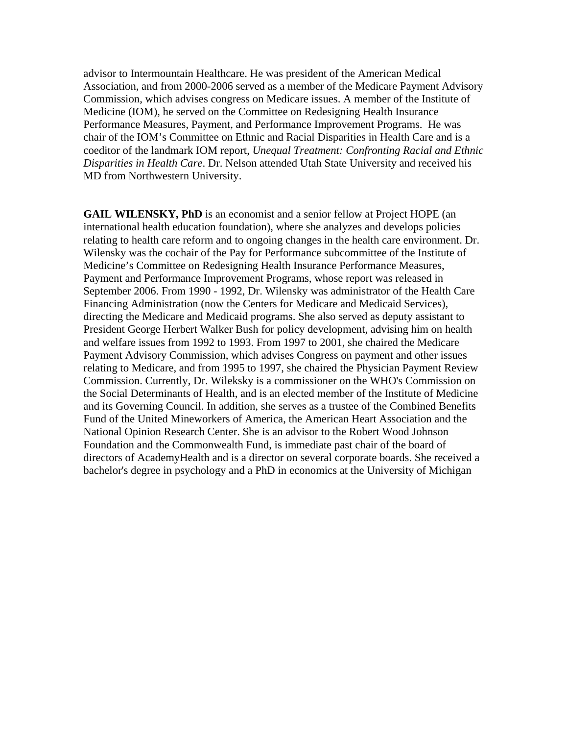advisor to Intermountain Healthcare. He was president of the American Medical Association, and from 2000-2006 served as a member of the Medicare Payment Advisory Commission, which advises congress on Medicare issues. A member of the Institute of Medicine (IOM), he served on the Committee on Redesigning Health Insurance Performance Measures, Payment, and Performance Improvement Programs. He was chair of the IOM's Committee on Ethnic and Racial Disparities in Health Care and is a coeditor of the landmark IOM report, *Unequal Treatment: Confronting Racial and Ethnic Disparities in Health Care*. Dr. Nelson attended Utah State University and received his MD from Northwestern University.

**GAIL WILENSKY, PhD** is an economist and a senior fellow at Project HOPE (an international health education foundation), where she analyzes and develops policies relating to health care reform and to ongoing changes in the health care environment. Dr. Wilensky was the cochair of the Pay for Performance subcommittee of the Institute of Medicine's Committee on Redesigning Health Insurance Performance Measures, Payment and Performance Improvement Programs, whose report was released in September 2006. From 1990 - 1992, Dr. Wilensky was administrator of the Health Care Financing Administration (now the Centers for Medicare and Medicaid Services), directing the Medicare and Medicaid programs. She also served as deputy assistant to President George Herbert Walker Bush for policy development, advising him on health and welfare issues from 1992 to 1993. From 1997 to 2001, she chaired the Medicare Payment Advisory Commission, which advises Congress on payment and other issues relating to Medicare, and from 1995 to 1997, she chaired the Physician Payment Review Commission. Currently, Dr. Wileksky is a commissioner on the WHO's Commission on the Social Determinants of Health, and is an elected member of the Institute of Medicine and its Governing Council. In addition, she serves as a trustee of the Combined Benefits Fund of the United Mineworkers of America, the American Heart Association and the National Opinion Research Center. She is an advisor to the Robert Wood Johnson Foundation and the Commonwealth Fund, is immediate past chair of the board of directors of AcademyHealth and is a director on several corporate boards. She received a bachelor's degree in psychology and a PhD in economics at the University of Michigan